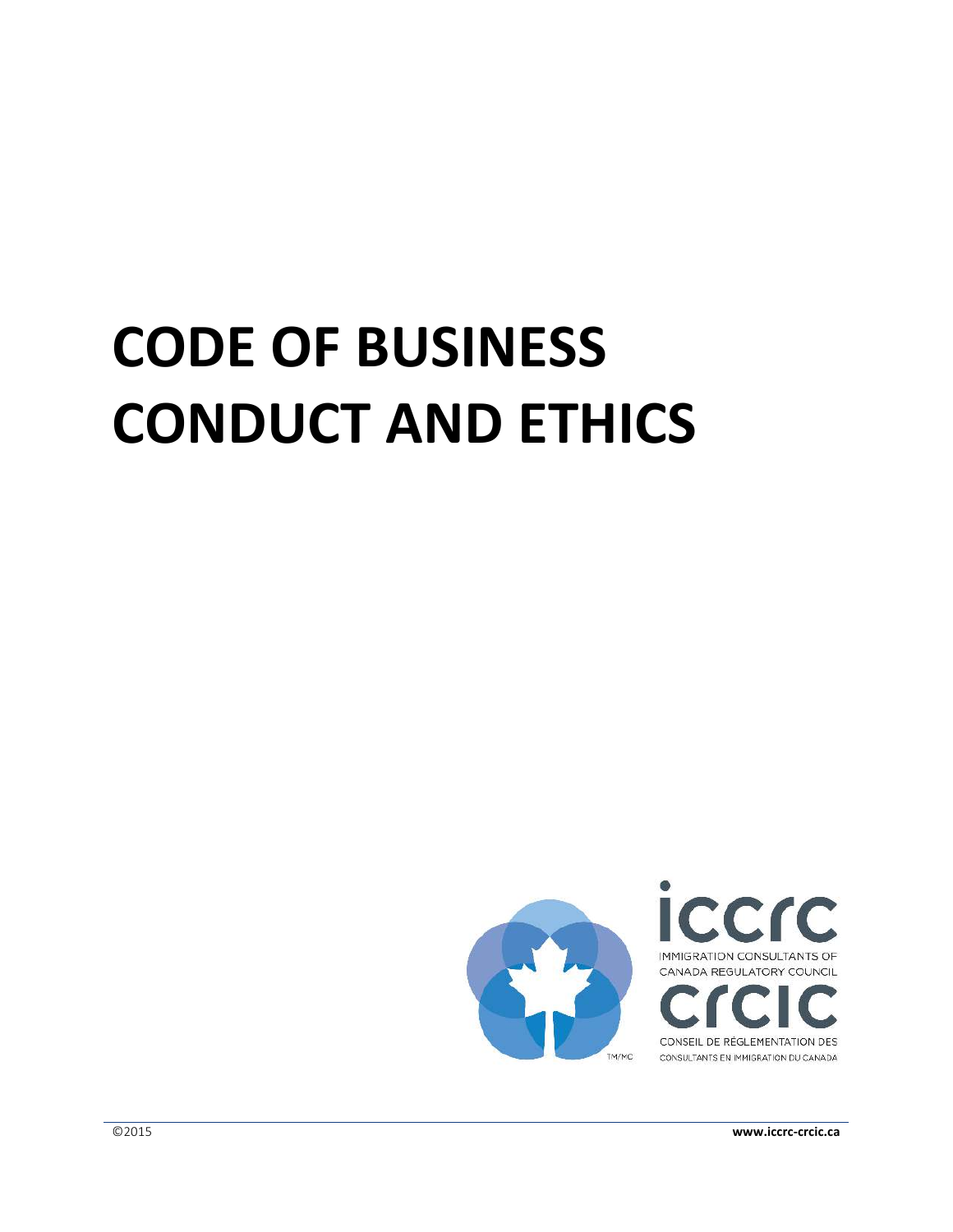# CODE OF BUSINESS CONDUCT AND ETHICS

iccrc

IMMIGRATION CONSULTANTS OF CANADA REGULATORY COUNCIL

crcic

CONSEIL DE RÉGLEMENTATION DES CONSULTANTS EN IMMIGRATION DU CANADA

©2015

www.iccrc-crcic.ca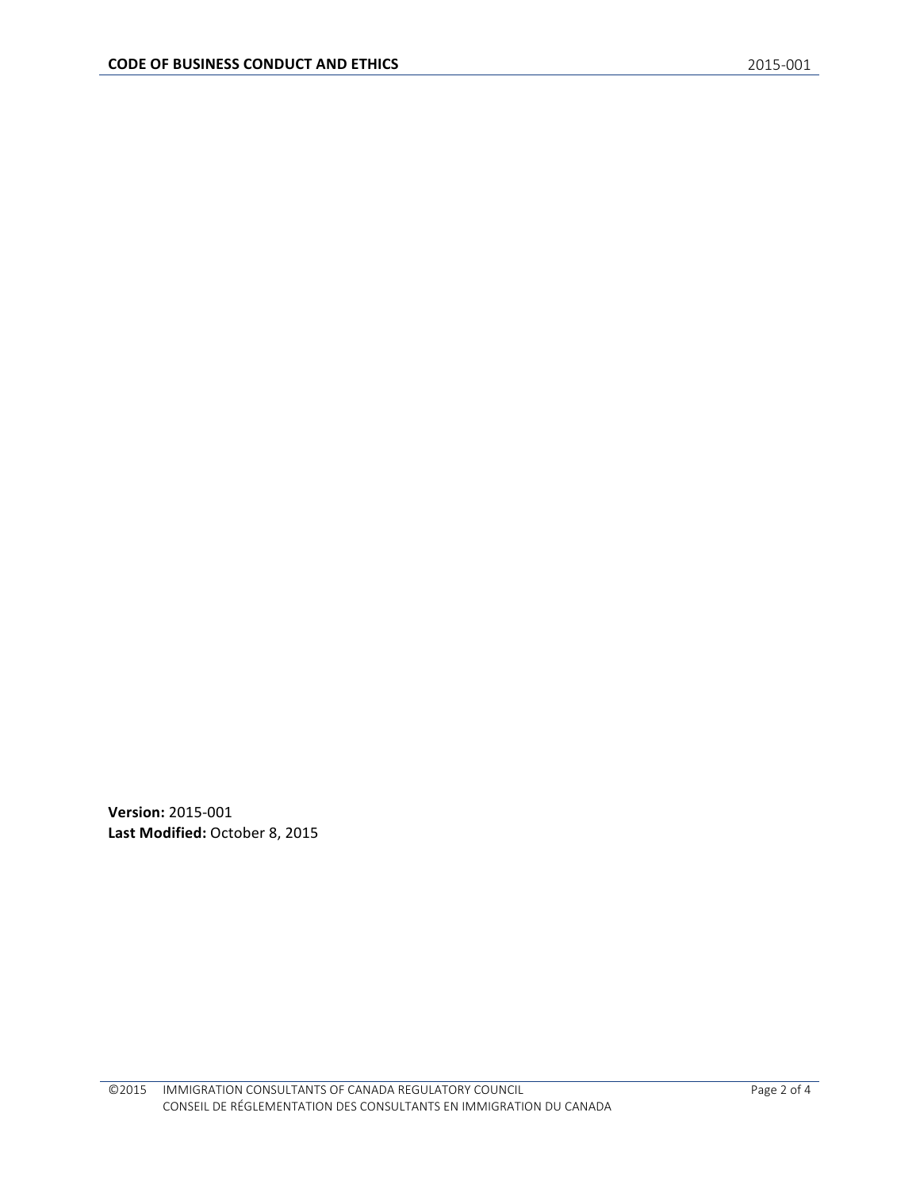**Version:** 2015-001
**Last Modified:** October 8, 2015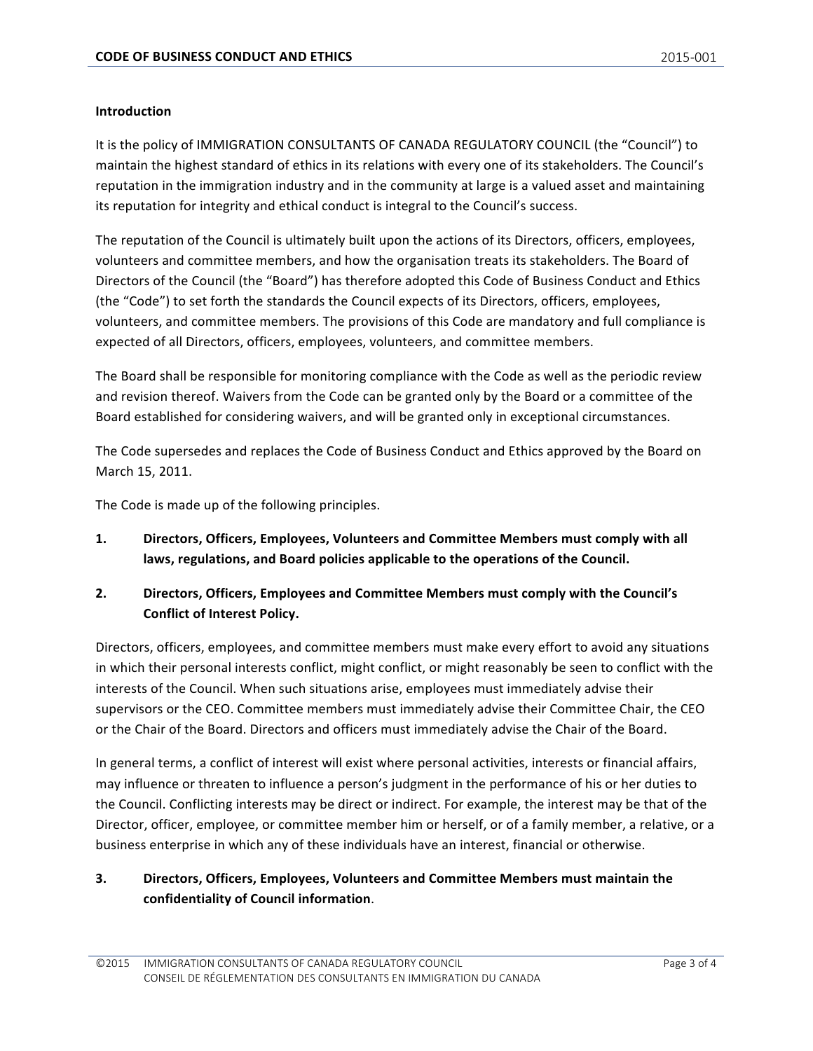**Introduction**

It is the policy of IMMIGRATION CONSULTANTS OF CANADA REGULATORY COUNCIL (the "Council") to maintain the highest standard of ethics in its relations with every one of its stakeholders. The Council's reputation in the immigration industry and in the community at large is a valued asset and maintaining its reputation for integrity and ethical conduct is integral to the Council's success.

The reputation of the Council is ultimately built upon the actions of its Directors, officers, employees, volunteers and committee members, and how the organisation treats its stakeholders. The Board of Directors of the Council (the "Board") has therefore adopted this Code of Business Conduct and Ethics (the "Code") to set forth the standards the Council expects of its Directors, officers, employees, volunteers, and committee members. The provisions of this Code are mandatory and full compliance is expected of all Directors, officers, employees, volunteers, and committee members.

The Board shall be responsible for monitoring compliance with the Code as well as the periodic review and revision thereof. Waivers from the Code can be granted only by the Board or a committee of the Board established for considering waivers, and will be granted only in exceptional circumstances.

The Code supersedes and replaces the Code of Business Conduct and Ethics approved by the Board on March 15, 2011.

The Code is made up of the following principles.

**1. Directors, Officers, Employees, Volunteers and Committee Members must comply with all laws, regulations, and Board policies applicable to the operations of the Council.**

**2. Directors, Officers, Employees and Committee Members must comply with the Council's Conflict of Interest Policy.**

Directors, officers, employees, and committee members must make every effort to avoid any situations in which their personal interests conflict, might conflict, or might reasonably be seen to conflict with the interests of the Council. When such situations arise, employees must immediately advise their supervisors or the CEO. Committee members must immediately advise their Committee Chair, the CEO or the Chair of the Board. Directors and officers must immediately advise the Chair of the Board.

In general terms, a conflict of interest will exist where personal activities, interests or financial affairs, may influence or threaten to influence a person's judgment in the performance of his or her duties to the Council. Conflicting interests may be direct or indirect. For example, the interest may be that of the Director, officer, employee, or committee member him or herself, or of a family member, a relative, or a business enterprise in which any of these individuals have an interest, financial or otherwise.

**3. Directors, Officers, Employees, Volunteers and Committee Members must maintain the confidentiality of Council information**.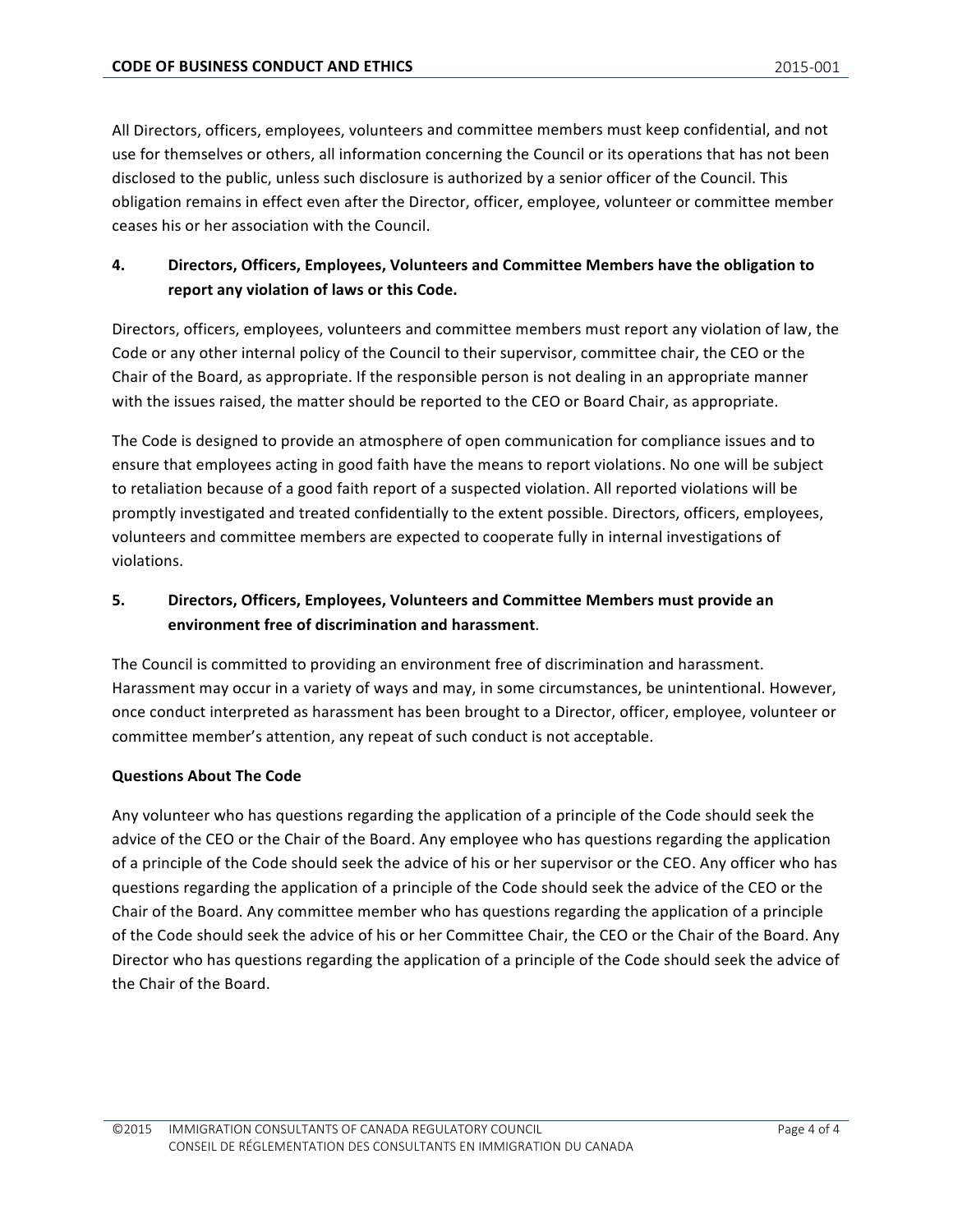All Directors, officers, employees, volunteers and committee members must keep confidential, and not use for themselves or others, all information concerning the Council or its operations that has not been disclosed to the public, unless such disclosure is authorized by a senior officer of the Council. This obligation remains in effect even after the Director, officer, employee, volunteer or committee member ceases his or her association with the Council.

## 4. Directors, Officers, Employees, Volunteers and Committee Members have the obligation to report any violation of laws or this Code.

Directors, officers, employees, volunteers and committee members must report any violation of law, the Code or any other internal policy of the Council to their supervisor, committee chair, the CEO or the Chair of the Board, as appropriate. If the responsible person is not dealing in an appropriate manner with the issues raised, the matter should be reported to the CEO or Board Chair, as appropriate.

The Code is designed to provide an atmosphere of open communication for compliance issues and to ensure that employees acting in good faith have the means to report violations. No one will be subject to retaliation because of a good faith report of a suspected violation. All reported violations will be promptly investigated and treated confidentially to the extent possible. Directors, officers, employees, volunteers and committee members are expected to cooperate fully in internal investigations of violations.

## 5. Directors, Officers, Employees, Volunteers and Committee Members must provide an environment free of discrimination and harassment.

The Council is committed to providing an environment free of discrimination and harassment. Harassment may occur in a variety of ways and may, in some circumstances, be unintentional. However, once conduct interpreted as harassment has been brought to a Director, officer, employee, volunteer or committee member's attention, any repeat of such conduct is not acceptable.

### Questions About The Code

Any volunteer who has questions regarding the application of a principle of the Code should seek the advice of the CEO or the Chair of the Board. Any employee who has questions regarding the application of a principle of the Code should seek the advice of his or her supervisor or the CEO. Any officer who has questions regarding the application of a principle of the Code should seek the advice of the CEO or the Chair of the Board. Any committee member who has questions regarding the application of a principle of the Code should seek the advice of his or her Committee Chair, the CEO or the Chair of the Board. Any Director who has questions regarding the application of a principle of the Code should seek the advice of the Chair of the Board.